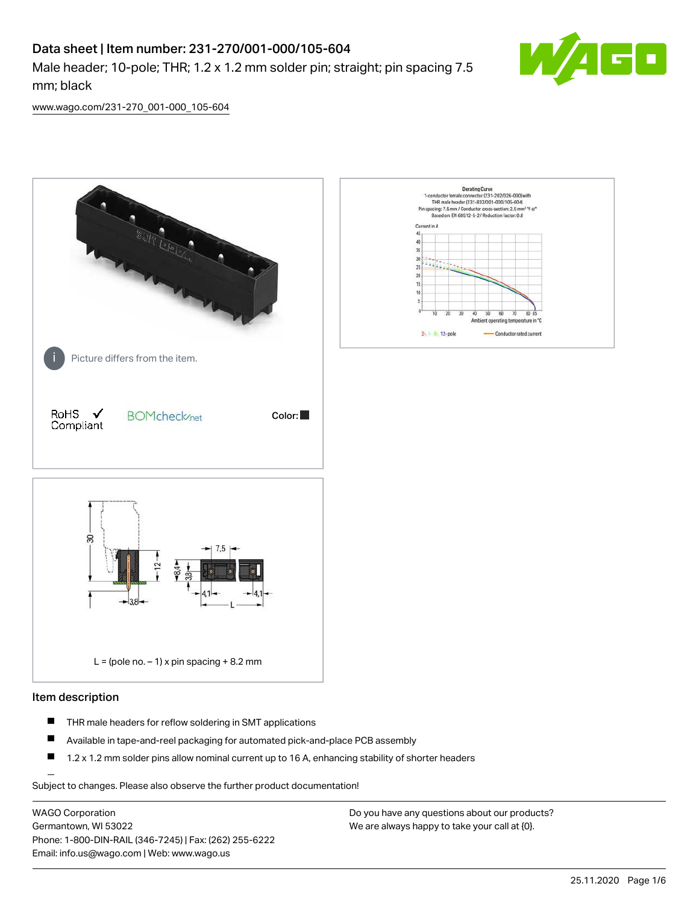# Data sheet | Item number: 231-270/001-000/105-604

Male header; 10-pole; THR; 1.2 x 1.2 mm solder pin; straight; pin spacing 7.5 mm; black

www.wago.com/231-270_001-000_105-604

Picture differs from the item.

RoHS ✓ Compliant

BOMcheck.net

Color: ■

L = (pole no. – 1) x pin spacing + 8.2 mm

## Item description

- THR male headers for reflow soldering in SMT applications
- Available in tape-and-reel packaging for automated pick-and-place PCB assembly
- 1.2 x 1.2 mm solder pins allow nominal current up to 16 A, enhancing stability of shorter headers

Subject to changes. Please also observe the further product documentation!

WAGO Corporation
Germantown, WI 53022
Phone: 1-800-DIN-RAIL (346-7245) | Fax: (262) 255-6222
Email: info.us@wago.com | Web: www.wago.us

Do you have any questions about our products?
We are always happy to take your call at {0}.

25.11.2020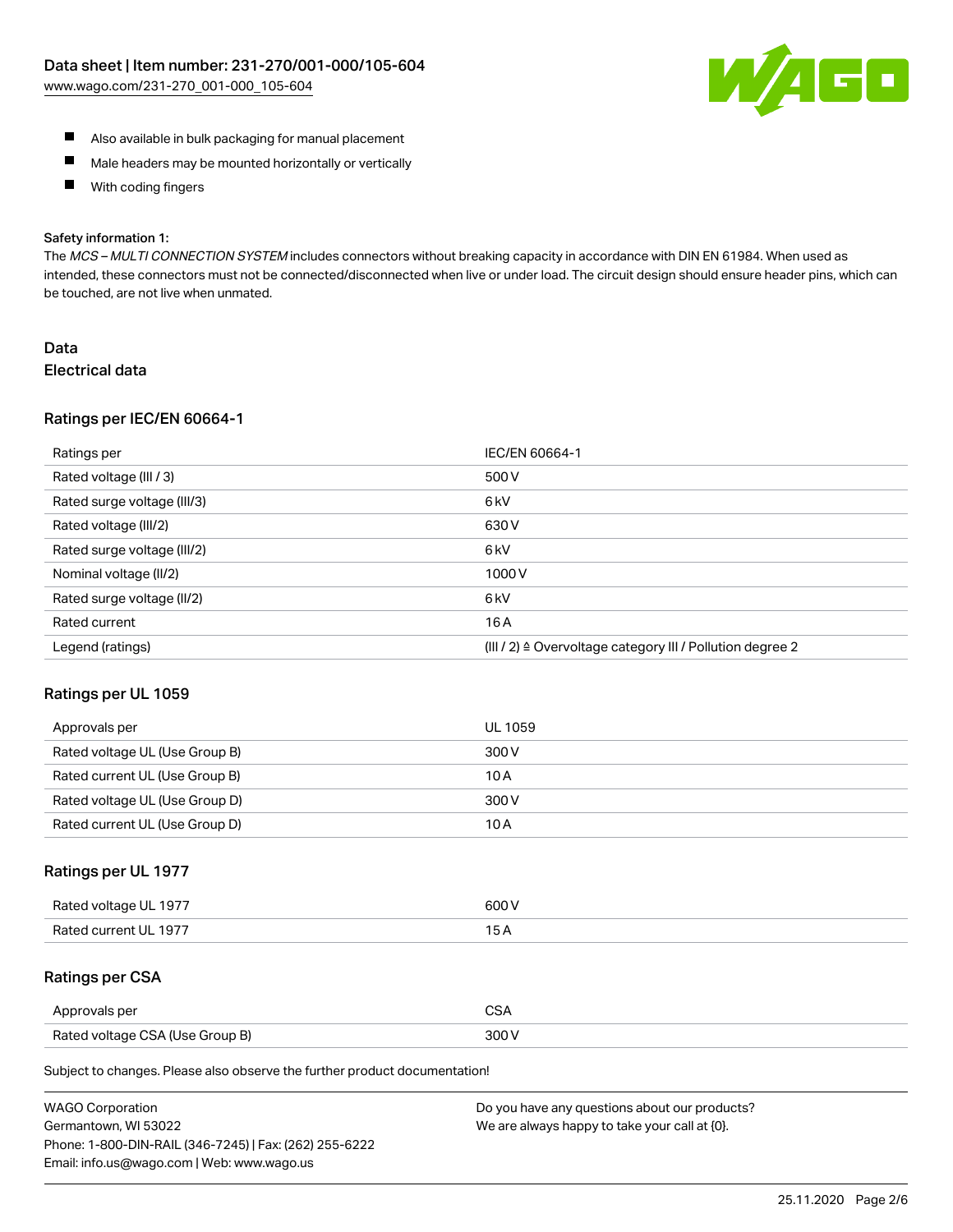- Also available in bulk packaging for manual placement
- Male headers may be mounted horizontally or vertically
- With coding fingers

Safety information 1:
The *MCS – MULTI CONNECTION SYSTEM* includes connectors without breaking capacity in accordance with DIN EN 61984. When used as intended, these connectors must not be connected/disconnected when live or under load. The circuit design should ensure header pins, which can be touched, are not live when unmated.

## Data

### Electrical data

#### Ratings per IEC/EN 60664-1

| Ratings per | IEC/EN 60664-1 |
| --- | --- |
| Rated voltage (III / 3) | 500 V |
| Rated surge voltage (III/3) | 6 kV |
| Rated voltage (III/2) | 630 V |
| Rated surge voltage (III/2) | 6 kV |
| Nominal voltage (II/2) | 1000 V |
| Rated surge voltage (II/2) | 6 kV |
| Rated current | 16 A |
| Legend (ratings) | (III / 2) ≙ Overvoltage category III / Pollution degree 2 |

#### Ratings per UL 1059

| Approvals per | UL 1059 |
| --- | --- |
| Rated voltage UL (Use Group B) | 300 V |
| Rated current UL (Use Group B) | 10 A |
| Rated voltage UL (Use Group D) | 300 V |
| Rated current UL (Use Group D) | 10 A |

#### Ratings per UL 1977

| Rated voltage UL 1977 | 600 V |
| --- | --- |
| Rated current UL 1977 | 15 A |

#### Ratings per CSA

| Approvals per | CSA |
| --- | --- |
| Rated voltage CSA (Use Group B) | 300 V |

Subject to changes. Please also observe the further product documentation!

WAGO Corporation
Germantown, WI 53022
Phone: 1-800-DIN-RAIL (346-7245) | Fax: (262) 255-6222
Email: info.us@wago.com | Web: www.wago.us

Do you have any questions about our products?
We are always happy to take your call at {0}.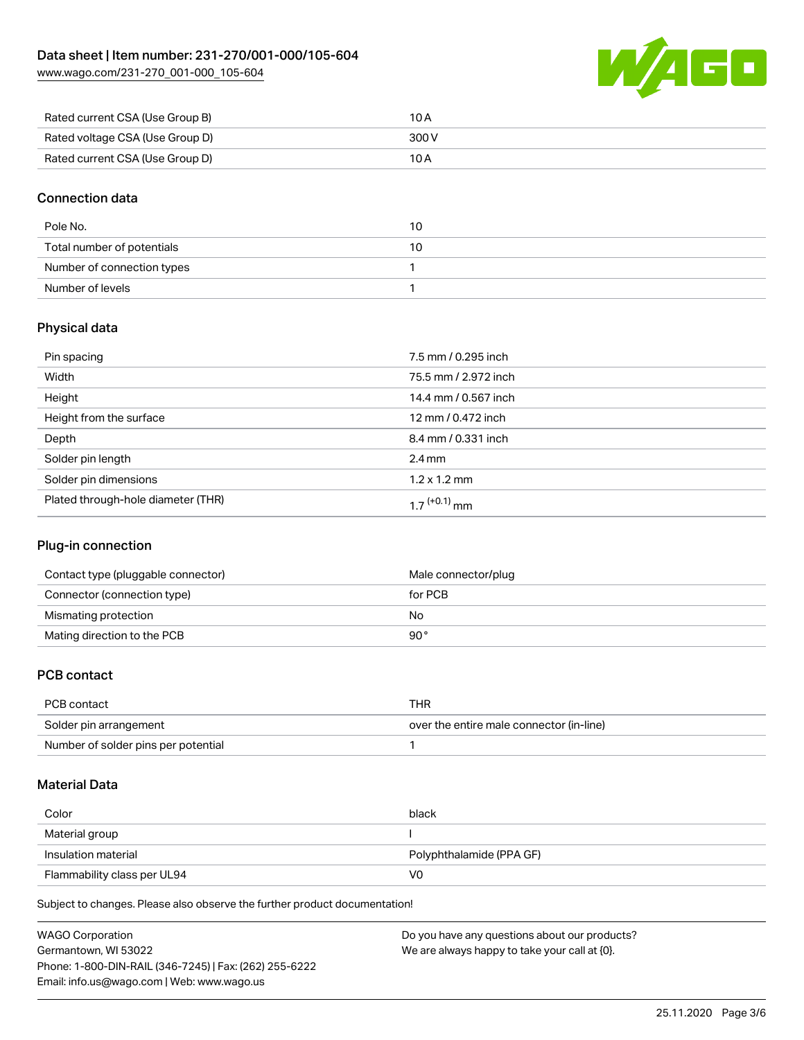| Rated current CSA (Use Group B) | 10 A |
| --- | --- |
| Rated voltage CSA (Use Group D) | 300 V |
| Rated current CSA (Use Group D) | 10 A |

## Connection data

| Pole No. | 10 |
| --- | --- |
| Total number of potentials | 10 |
| Number of connection types | 1 |
| Number of levels | 1 |

## Physical data

| Pin spacing | 7.5 mm / 0.295 inch |
| --- | --- |
| Width | 75.5 mm / 2.972 inch |
| Height | 14.4 mm / 0.567 inch |
| Height from the surface | 12 mm / 0.472 inch |
| Depth | 8.4 mm / 0.331 inch |
| Solder pin length | 2.4 mm |
| Solder pin dimensions | 1.2 x 1.2 mm |
| Plated through-hole diameter (THR) | $1.7^{(+0.1)}$ mm |

## Plug-in connection

| Contact type (pluggable connector) | Male connector/plug |
| --- | --- |
| Connector (connection type) | for PCB |
| Mismating protection | No |
| Mating direction to the PCB | 90 ° |

## PCB contact

| PCB contact | THR |
| --- | --- |
| Solder pin arrangement | over the entire male connector (in-line) |
| Number of solder pins per potential | 1 |

## Material Data

| Color | black |
| --- | --- |
| Material group | I |
| Insulation material | Polyphthalamide (PPA GF) |
| Flammability class per UL94 | V0 |

Subject to changes. Please also observe the further product documentation!

WAGO Corporation
Germantown, WI 53022
Phone: 1-800-DIN-RAIL (346-7245) | Fax: (262) 255-6222
Email: info.us@wago.com | Web: www.wago.us

Do you have any questions about our products?
We are always happy to take your call at {0}.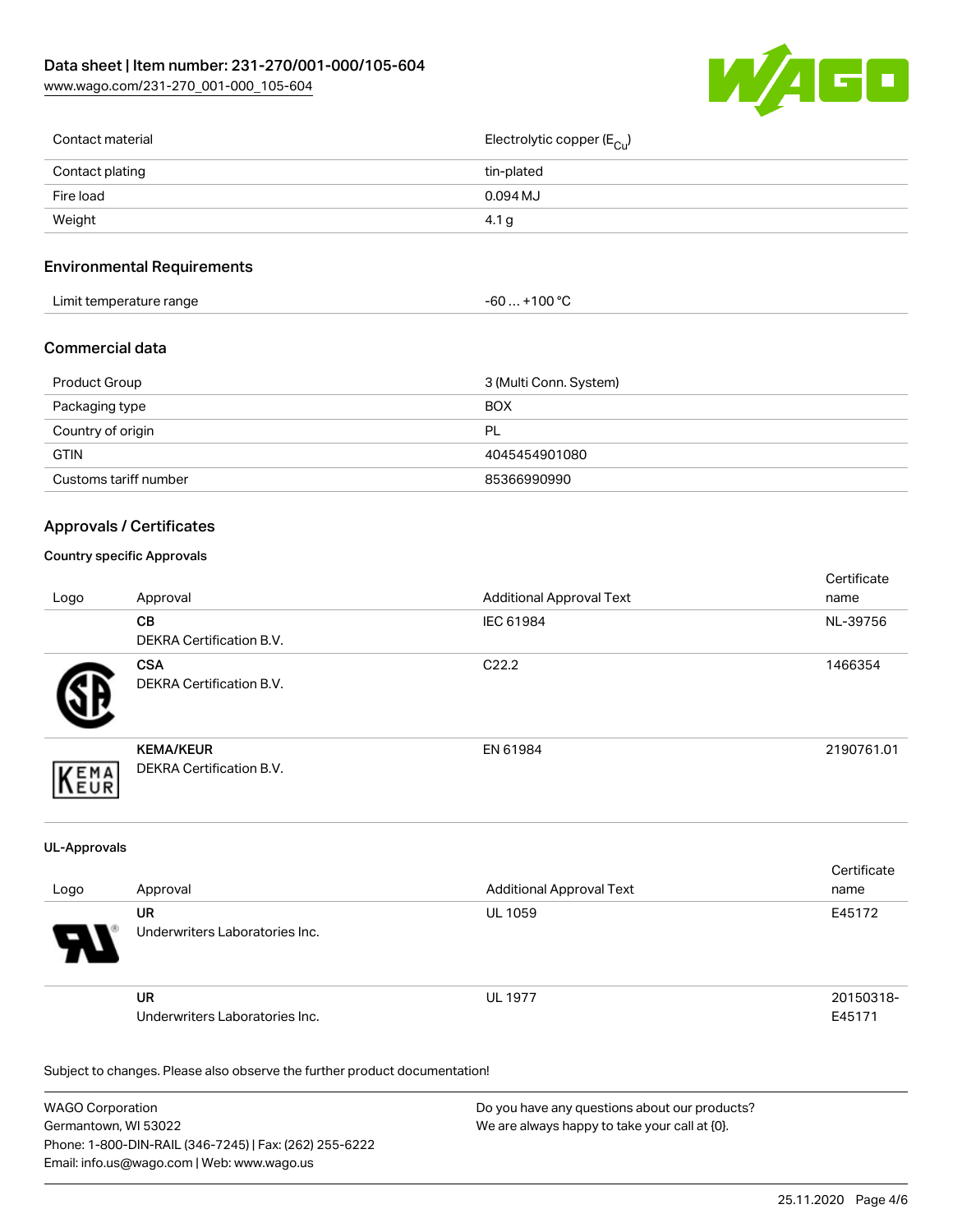| | |
|---|---|
| Contact material | Electrolytic copper ($E_{Cu}$) |
| Contact plating | tin-plated |
| Fire load | 0.094 MJ |
| Weight | 4.1 g |

## Environmental Requirements

| | |
|---|---|
| Limit temperature range | -60 … +100 °C |

## Commercial data

| | |
|---|---|
| Product Group | 3 (Multi Conn. System) |
| Packaging type | BOX |
| Country of origin | PL |
| GTIN | 4045454901080 |
| Customs tariff number | 85366990990 |

## Approvals / Certificates

### Country specific Approvals

| Logo | Approval | Additional Approval Text | Certificate name |
|---|---|---|---|
| | **CB**<br>DEKRA Certification B.V. | IEC 61984 | NL-39756 |
| | **CSA**<br>DEKRA Certification B.V. | C22.2 | 1466354 |
| | **KEMA/KEUR**<br>DEKRA Certification B.V. | EN 61984 | 2190761.01 |

### UL-Approvals

| Logo | Approval | Additional Approval Text | Certificate name |
|---|---|---|---|
| | **UR**<br>Underwriters Laboratories Inc. | UL 1059 | E45172 |
| | **UR**<br>Underwriters Laboratories Inc. | UL 1977 | 20150318-E45171 |

Subject to changes. Please also observe the further product documentation!

WAGO Corporation
Germantown, WI 53022
Phone: 1-800-DIN-RAIL (346-7245) | Fax: (262) 255-6222
Email: info.us@wago.com | Web: www.wago.us

Do you have any questions about our products?
We are always happy to take your call at {0}.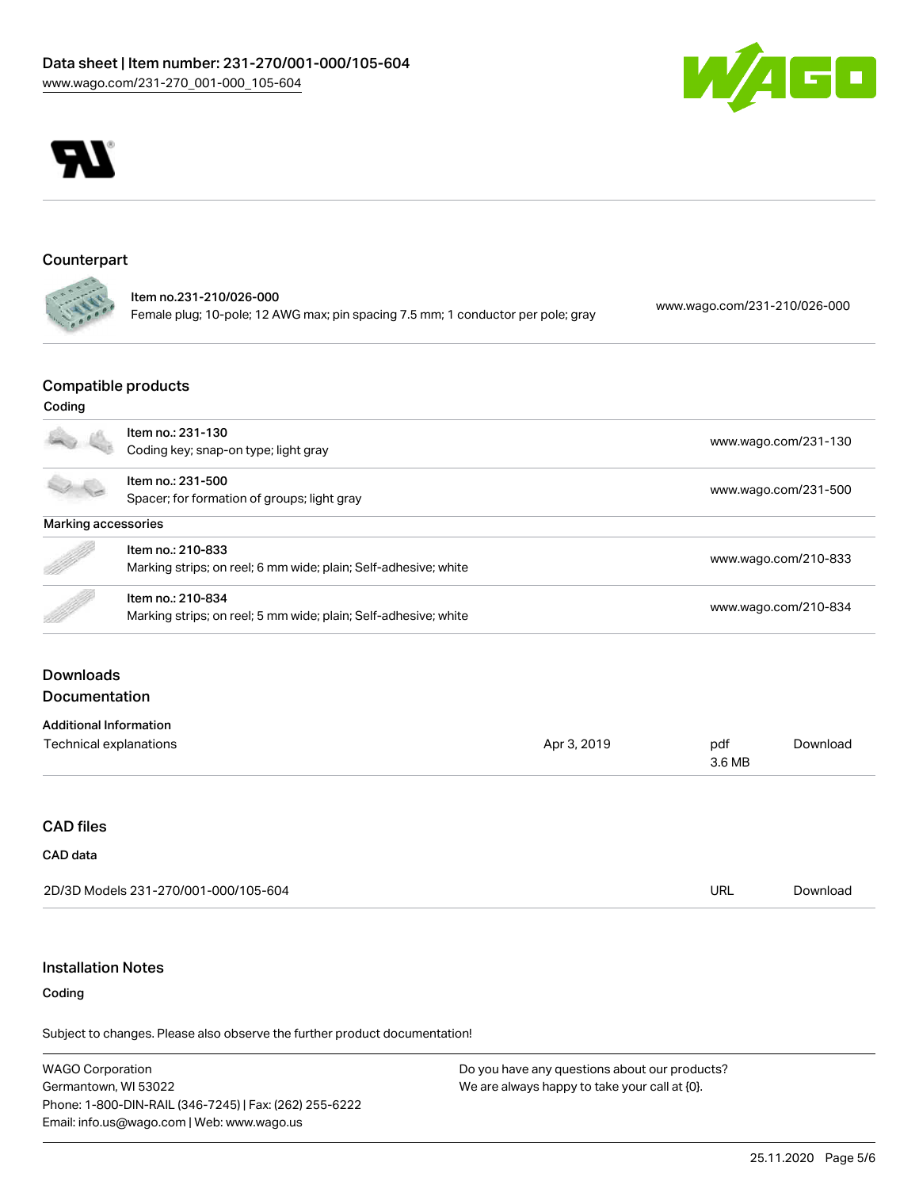## Counterpart

| | | |
|---|---|---|
| | Item no.231-210/026-000<br>Female plug; 10-pole; 12 AWG max; pin spacing 7.5 mm; 1 conductor per pole; gray | www.wago.com/231-210/026-000 |

## Compatible products

### Coding

| | | |
|---|---|---|
| | Item no.: 231-130<br>Coding key; snap-on type; light gray | www.wago.com/231-130 |
| | Item no.: 231-500<br>Spacer; for formation of groups; light gray | www.wago.com/231-500 |

### Marking accessories

| | | |
|---|---|---|
| | Item no.: 210-833<br>Marking strips; on reel; 6 mm wide; plain; Self-adhesive; white | www.wago.com/210-833 |
| | Item no.: 210-834<br>Marking strips; on reel; 5 mm wide; plain; Self-adhesive; white | www.wago.com/210-834 |

## Downloads

## Documentation

### Additional Information

| | | | |
|---|---|---|---|
| Technical explanations | Apr 3, 2019 | pdf<br>3.6 MB | Download |

## CAD files

### CAD data

| | | |
|---|---|---|
| 2D/3D Models 231-270/001-000/105-604 | URL | Download |

## Installation Notes

### Coding

Subject to changes. Please also observe the further product documentation!

WAGO Corporation
Germantown, WI 53022
Phone: 1-800-DIN-RAIL (346-7245) | Fax: (262) 255-6222
Email: info.us@wago.com | Web: www.wago.us

Do you have any questions about our products?
We are always happy to take your call at {0}.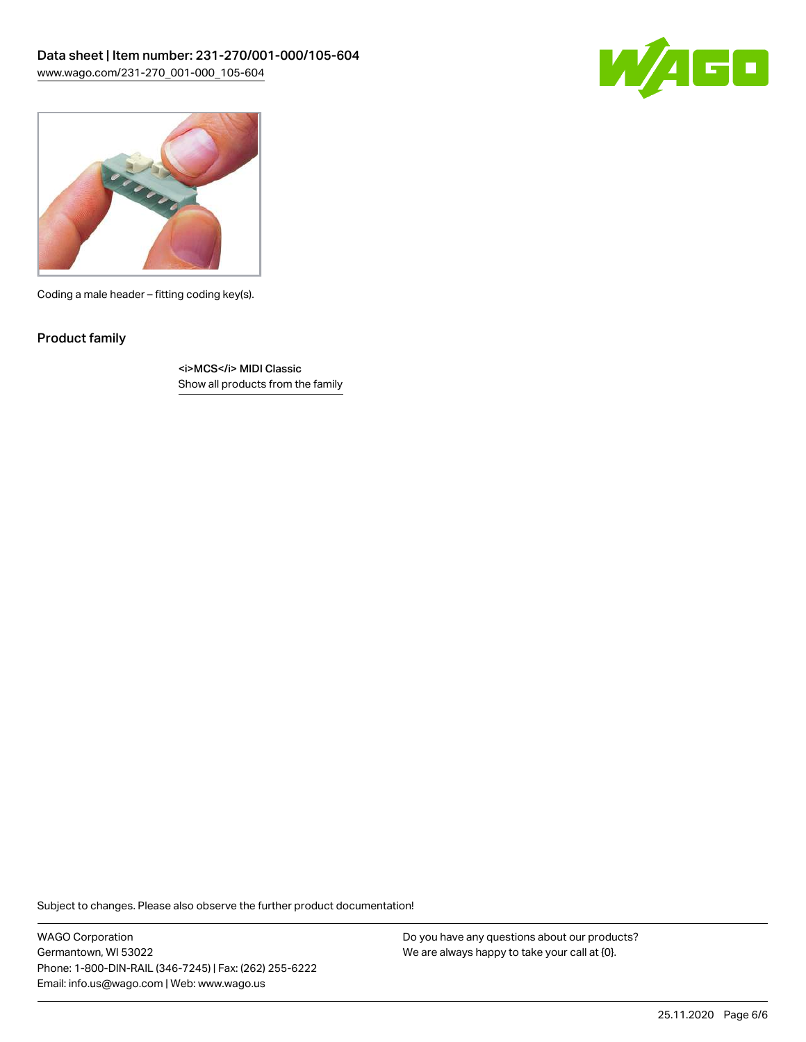Coding a male header – fitting coding key(s).

## Product family

<i>MCS</i> MIDI Classic
Show all products from the family

Subject to changes. Please also observe the further product documentation!

WAGO Corporation
Germantown, WI 53022
Phone: 1-800-DIN-RAIL (346-7245) | Fax: (262) 255-6222
Email: info.us@wago.com | Web: www.wago.us

Do you have any questions about our products?
We are always happy to take your call at {0}.